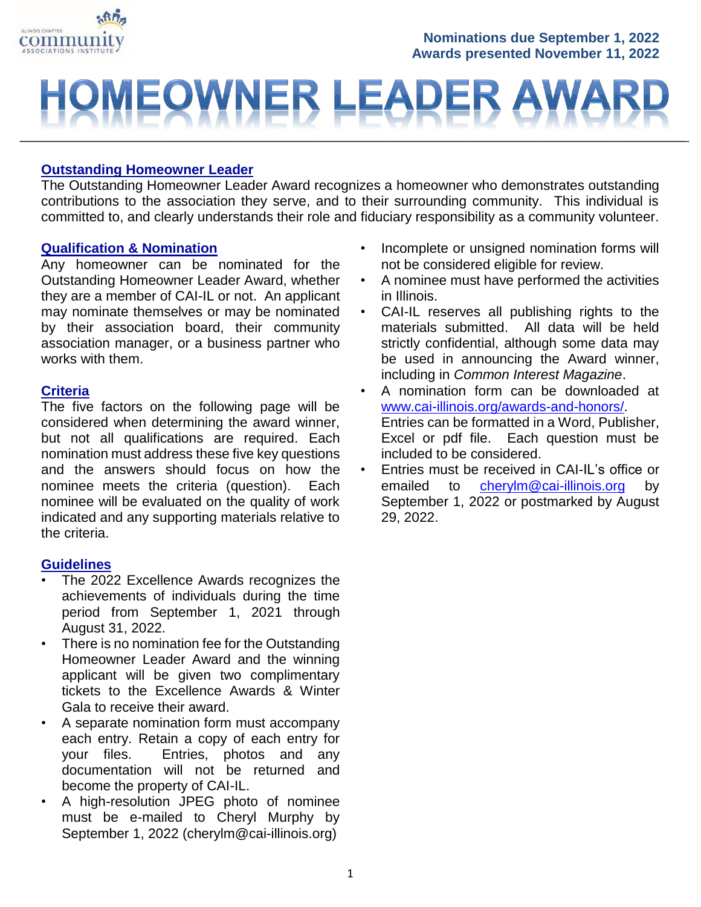Nominations due September 1, 2022
Awards presented November 11, 2022

# HOMEOWNER LEADER AWARD

## Outstanding Homeowner Leader

The Outstanding Homeowner Leader Award recognizes a homeowner who demonstrates outstanding contributions to the association they serve, and to their surrounding community. This individual is committed to, and clearly understands their role and fiduciary responsibility as a community volunteer.

## Qualification & Nomination

Any homeowner can be nominated for the Outstanding Homeowner Leader Award, whether they are a member of CAI-IL or not. An applicant may nominate themselves or may be nominated by their association board, their community association manager, or a business partner who works with them.

## Criteria

The five factors on the following page will be considered when determining the award winner, but not all qualifications are required. Each nomination must address these five key questions and the answers should focus on how the nominee meets the criteria (question). Each nominee will be evaluated on the quality of work indicated and any supporting materials relative to the criteria.

## Guidelines

- The 2022 Excellence Awards recognizes the achievements of individuals during the time period from September 1, 2021 through August 31, 2022.
- There is no nomination fee for the Outstanding Homeowner Leader Award and the winning applicant will be given two complimentary tickets to the Excellence Awards & Winter Gala to receive their award.
- A separate nomination form must accompany each entry. Retain a copy of each entry for your files. Entries, photos and any documentation will not be returned and become the property of CAI-IL.
- A high-resolution JPEG photo of nominee must be e-mailed to Cheryl Murphy by September 1, 2022 (cherylm@cai-illinois.org)
- Incomplete or unsigned nomination forms will not be considered eligible for review.
- A nominee must have performed the activities in Illinois.
- CAI-IL reserves all publishing rights to the materials submitted. All data will be held strictly confidential, although some data may be used in announcing the Award winner, including in *Common Interest Magazine*.
- A nomination form can be downloaded at www.cai-illinois.org/awards-and-honors/. Entries can be formatted in a Word, Publisher, Excel or pdf file. Each question must be included to be considered.
- Entries must be received in CAI-IL's office or emailed to cherylm@cai-illinois.org by September 1, 2022 or postmarked by August 29, 2022.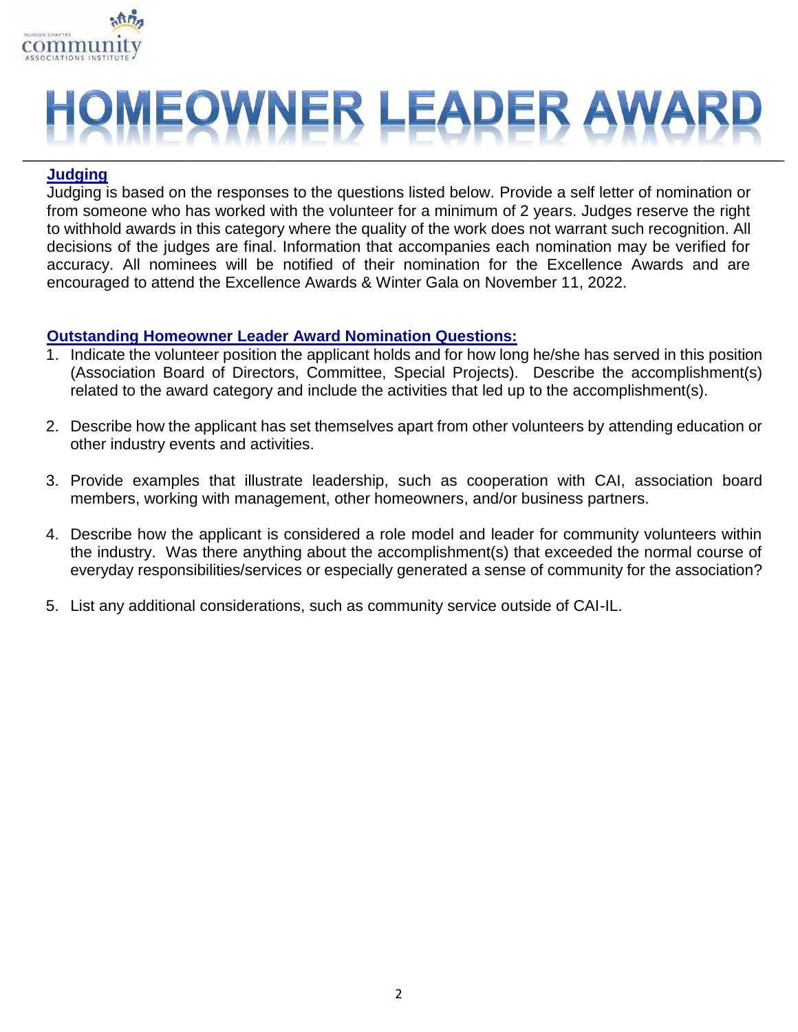# HOMEOWNER LEADER AWARD

## Judging

Judging is based on the responses to the questions listed below. Provide a self letter of nomination or from someone who has worked with the volunteer for a minimum of 2 years. Judges reserve the right to withhold awards in this category where the quality of the work does not warrant such recognition. All decisions of the judges are final. Information that accompanies each nomination may be verified for accuracy. All nominees will be notified of their nomination for the Excellence Awards and are encouraged to attend the Excellence Awards & Winter Gala on November 11, 2022.

## Outstanding Homeowner Leader Award Nomination Questions:

1. Indicate the volunteer position the applicant holds and for how long he/she has served in this position (Association Board of Directors, Committee, Special Projects). Describe the accomplishment(s) related to the award category and include the activities that led up to the accomplishment(s).

2. Describe how the applicant has set themselves apart from other volunteers by attending education or other industry events and activities.

3. Provide examples that illustrate leadership, such as cooperation with CAI, association board members, working with management, other homeowners, and/or business partners.

4. Describe how the applicant is considered a role model and leader for community volunteers within the industry. Was there anything about the accomplishment(s) that exceeded the normal course of everyday responsibilities/services or especially generated a sense of community for the association?

5. List any additional considerations, such as community service outside of CAI-IL.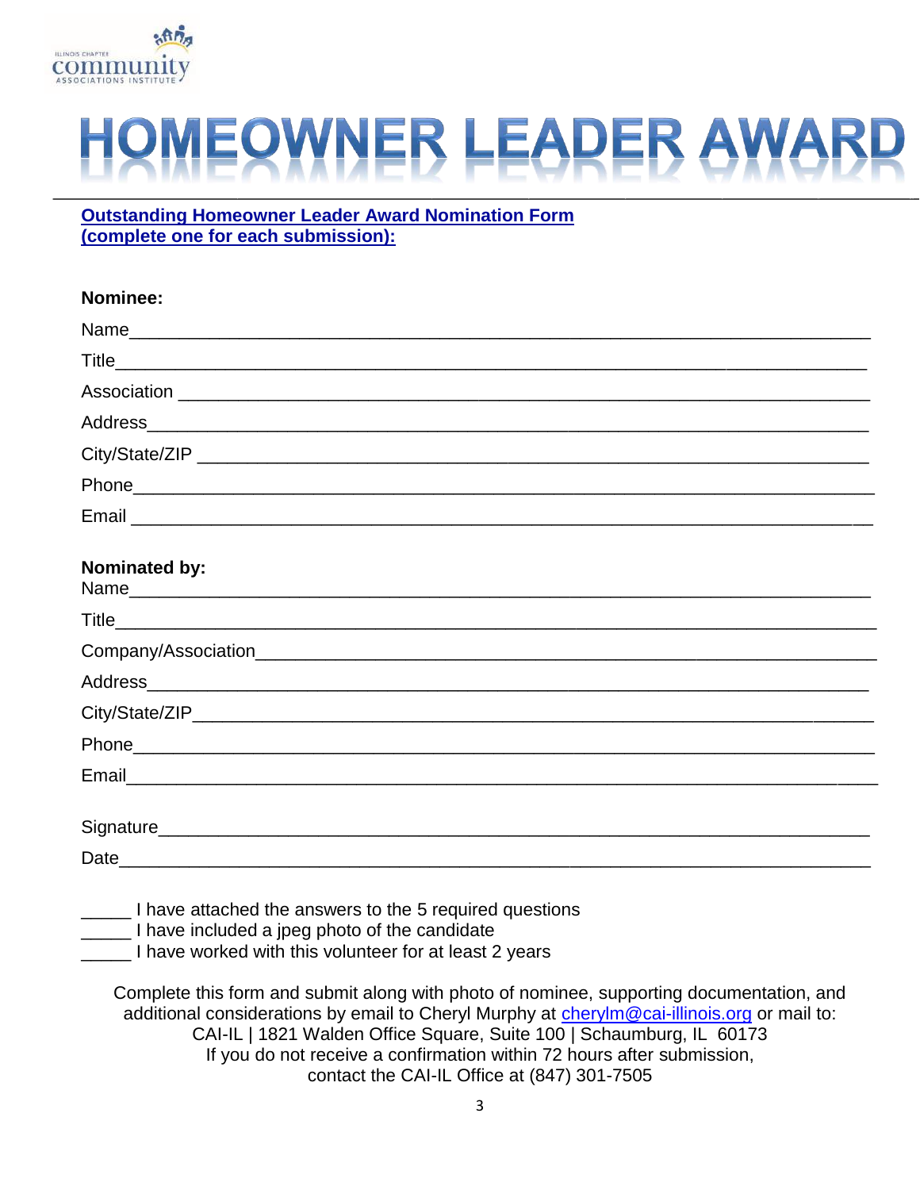# HOMEOWNER LEADER AWARD

**Outstanding Homeowner Leader Award Nomination Form**
**(complete one for each submission):**

**Nominee:**

Name_______________________________________________________________________

Title________________________________________________________________________

Association __________________________________________________________________

Address_____________________________________________________________________

City/State/ZIP ________________________________________________________________

Phone_______________________________________________________________________

Email _______________________________________________________________________

**Nominated by:**

Name_______________________________________________________________________

Title________________________________________________________________________

Company/Association_________________________________________________________

Address_____________________________________________________________________

City/State/ZIP_________________________________________________________________

Phone_______________________________________________________________________

Email________________________________________________________________________

Signature____________________________________________________________________

Date________________________________________________________________________

_____ I have attached the answers to the 5 required questions
_____ I have included a jpeg photo of the candidate
_____ I have worked with this volunteer for at least 2 years

Complete this form and submit along with photo of nominee, supporting documentation, and additional considerations by email to Cheryl Murphy at cherylm@cai-illinois.org or mail to:
CAI-IL | 1821 Walden Office Square, Suite 100 | Schaumburg, IL 60173
If you do not receive a confirmation within 72 hours after submission,
contact the CAI-IL Office at (847) 301-7505